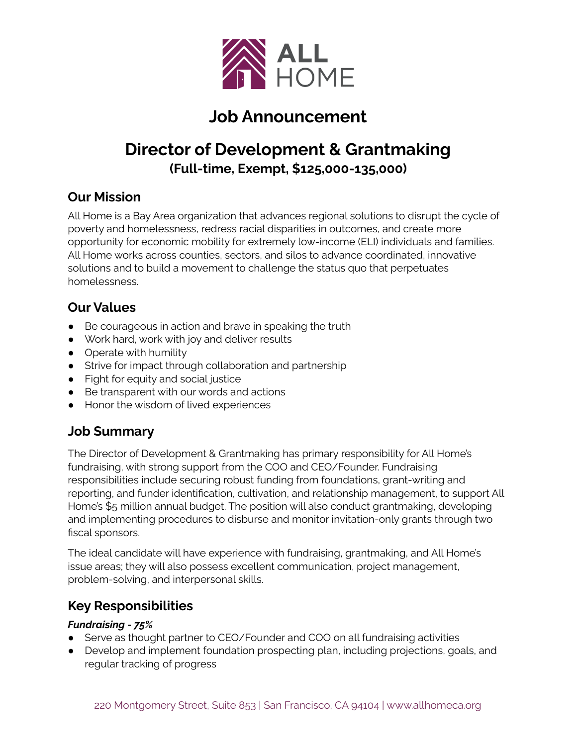# Job Announcement

## Director of Development & Grantmaking

**(Full-time, Exempt, $125,000-135,000)**

### Our Mission

All Home is a Bay Area organization that advances regional solutions to disrupt the cycle of poverty and homelessness, redress racial disparities in outcomes, and create more opportunity for economic mobility for extremely low-income (ELI) individuals and families. All Home works across counties, sectors, and silos to advance coordinated, innovative solutions and to build a movement to challenge the status quo that perpetuates homelessness.

### Our Values

- Be courageous in action and brave in speaking the truth
- Work hard, work with joy and deliver results
- Operate with humility
- Strive for impact through collaboration and partnership
- Fight for equity and social justice
- Be transparent with our words and actions
- Honor the wisdom of lived experiences

### Job Summary

The Director of Development & Grantmaking has primary responsibility for All Home's fundraising, with strong support from the COO and CEO/Founder. Fundraising responsibilities include securing robust funding from foundations, grant-writing and reporting, and funder identification, cultivation, and relationship management, to support All Home's $5 million annual budget. The position will also conduct grantmaking, developing and implementing procedures to disburse and monitor invitation-only grants through two fiscal sponsors.

The ideal candidate will have experience with fundraising, grantmaking, and All Home's issue areas; they will also possess excellent communication, project management, problem-solving, and interpersonal skills.

### Key Responsibilities

***Fundraising - 75%***

- Serve as thought partner to CEO/Founder and COO on all fundraising activities
- Develop and implement foundation prospecting plan, including projections, goals, and regular tracking of progress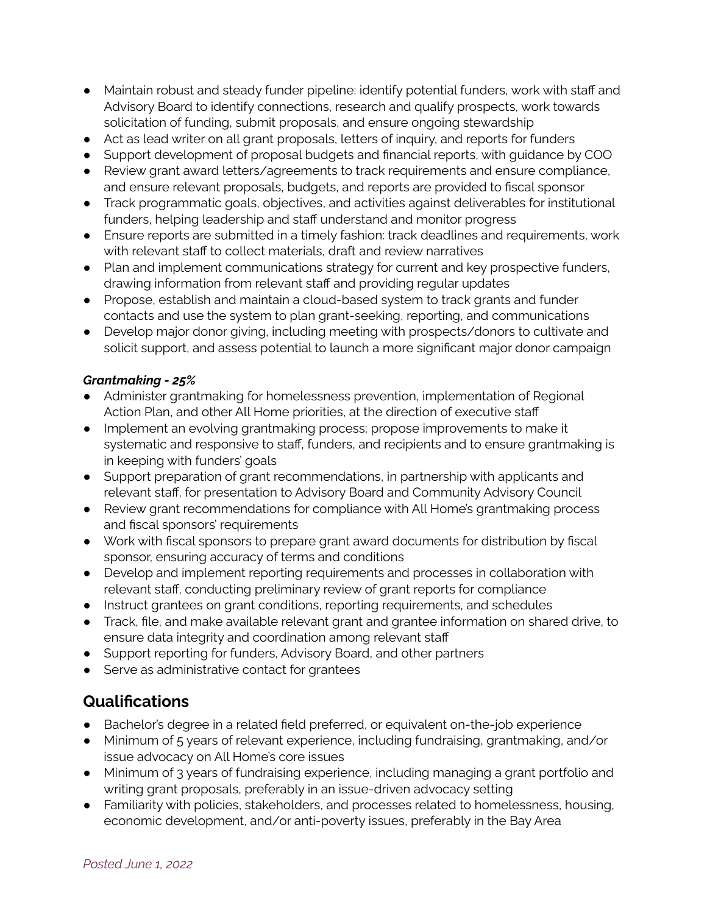- Maintain robust and steady funder pipeline: identify potential funders, work with staff and Advisory Board to identify connections, research and qualify prospects, work towards solicitation of funding, submit proposals, and ensure ongoing stewardship
- Act as lead writer on all grant proposals, letters of inquiry, and reports for funders
- Support development of proposal budgets and financial reports, with guidance by COO
- Review grant award letters/agreements to track requirements and ensure compliance, and ensure relevant proposals, budgets, and reports are provided to fiscal sponsor
- Track programmatic goals, objectives, and activities against deliverables for institutional funders, helping leadership and staff understand and monitor progress
- Ensure reports are submitted in a timely fashion: track deadlines and requirements, work with relevant staff to collect materials, draft and review narratives
- Plan and implement communications strategy for current and key prospective funders, drawing information from relevant staff and providing regular updates
- Propose, establish and maintain a cloud-based system to track grants and funder contacts and use the system to plan grant-seeking, reporting, and communications
- Develop major donor giving, including meeting with prospects/donors to cultivate and solicit support, and assess potential to launch a more significant major donor campaign

***Grantmaking - 25%***

- Administer grantmaking for homelessness prevention, implementation of Regional Action Plan, and other All Home priorities, at the direction of executive staff
- Implement an evolving grantmaking process; propose improvements to make it systematic and responsive to staff, funders, and recipients and to ensure grantmaking is in keeping with funders' goals
- Support preparation of grant recommendations, in partnership with applicants and relevant staff, for presentation to Advisory Board and Community Advisory Council
- Review grant recommendations for compliance with All Home's grantmaking process and fiscal sponsors' requirements
- Work with fiscal sponsors to prepare grant award documents for distribution by fiscal sponsor, ensuring accuracy of terms and conditions
- Develop and implement reporting requirements and processes in collaboration with relevant staff, conducting preliminary review of grant reports for compliance
- Instruct grantees on grant conditions, reporting requirements, and schedules
- Track, file, and make available relevant grant and grantee information on shared drive, to ensure data integrity and coordination among relevant staff
- Support reporting for funders, Advisory Board, and other partners
- Serve as administrative contact for grantees

## Qualifications

- Bachelor's degree in a related field preferred, or equivalent on-the-job experience
- Minimum of 5 years of relevant experience, including fundraising, grantmaking, and/or issue advocacy on All Home's core issues
- Minimum of 3 years of fundraising experience, including managing a grant portfolio and writing grant proposals, preferably in an issue-driven advocacy setting
- Familiarity with policies, stakeholders, and processes related to homelessness, housing, economic development, and/or anti-poverty issues, preferably in the Bay Area

*Posted June 1, 2022*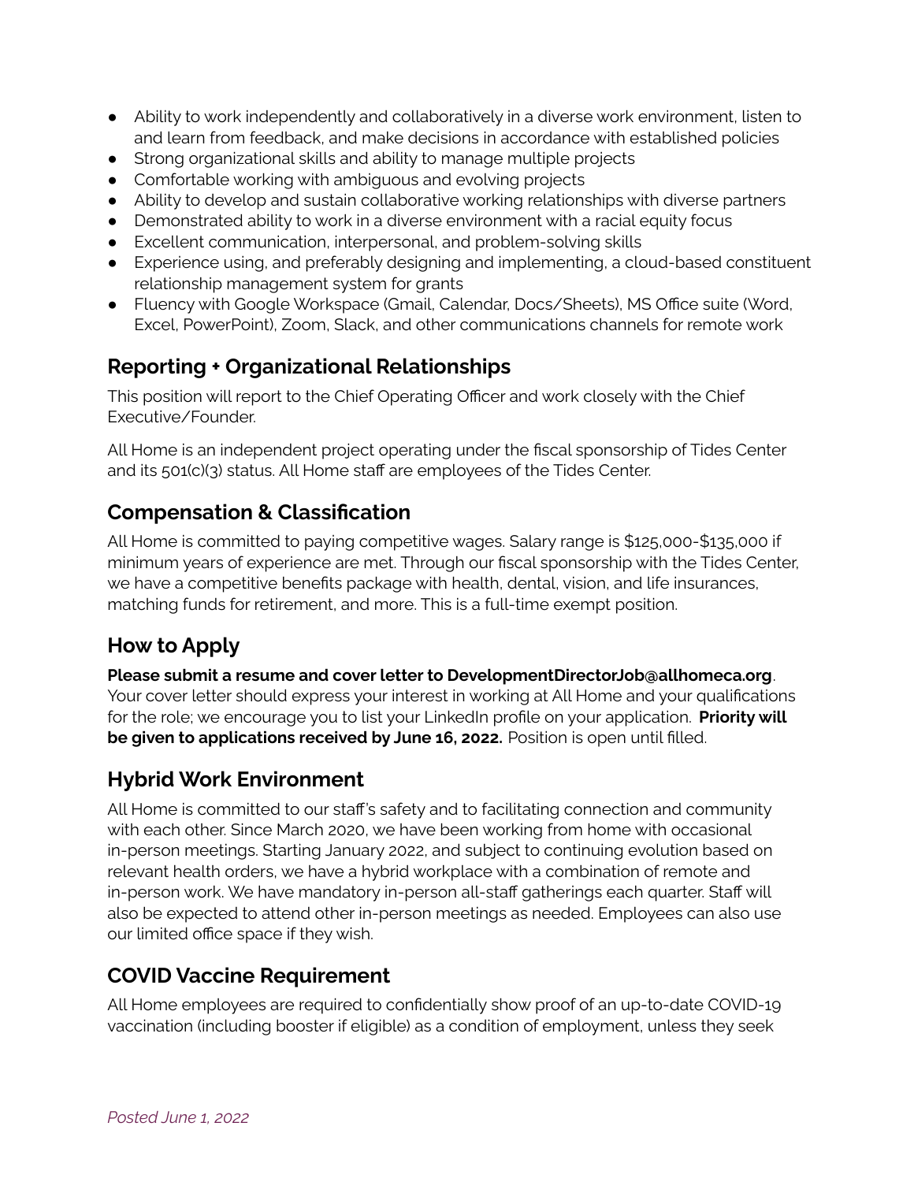- Ability to work independently and collaboratively in a diverse work environment, listen to and learn from feedback, and make decisions in accordance with established policies
- Strong organizational skills and ability to manage multiple projects
- Comfortable working with ambiguous and evolving projects
- Ability to develop and sustain collaborative working relationships with diverse partners
- Demonstrated ability to work in a diverse environment with a racial equity focus
- Excellent communication, interpersonal, and problem-solving skills
- Experience using, and preferably designing and implementing, a cloud-based constituent relationship management system for grants
- Fluency with Google Workspace (Gmail, Calendar, Docs/Sheets), MS Office suite (Word, Excel, PowerPoint), Zoom, Slack, and other communications channels for remote work

## Reporting + Organizational Relationships

This position will report to the Chief Operating Officer and work closely with the Chief Executive/Founder.

All Home is an independent project operating under the fiscal sponsorship of Tides Center and its 501(c)(3) status. All Home staff are employees of the Tides Center.

## Compensation & Classification

All Home is committed to paying competitive wages. Salary range is $125,000-$135,000 if minimum years of experience are met. Through our fiscal sponsorship with the Tides Center, we have a competitive benefits package with health, dental, vision, and life insurances, matching funds for retirement, and more. This is a full-time exempt position.

## How to Apply

**Please submit a resume and cover letter to DevelopmentDirectorJob@allhomeca.org**. Your cover letter should express your interest in working at All Home and your qualifications for the role; we encourage you to list your LinkedIn profile on your application. **Priority will be given to applications received by June 16, 2022.** Position is open until filled.

## Hybrid Work Environment

All Home is committed to our staff's safety and to facilitating connection and community with each other. Since March 2020, we have been working from home with occasional in-person meetings. Starting January 2022, and subject to continuing evolution based on relevant health orders, we have a hybrid workplace with a combination of remote and in-person work. We have mandatory in-person all-staff gatherings each quarter. Staff will also be expected to attend other in-person meetings as needed. Employees can also use our limited office space if they wish.

## COVID Vaccine Requirement

All Home employees are required to confidentially show proof of an up-to-date COVID-19 vaccination (including booster if eligible) as a condition of employment, unless they seek

*Posted June 1, 2022*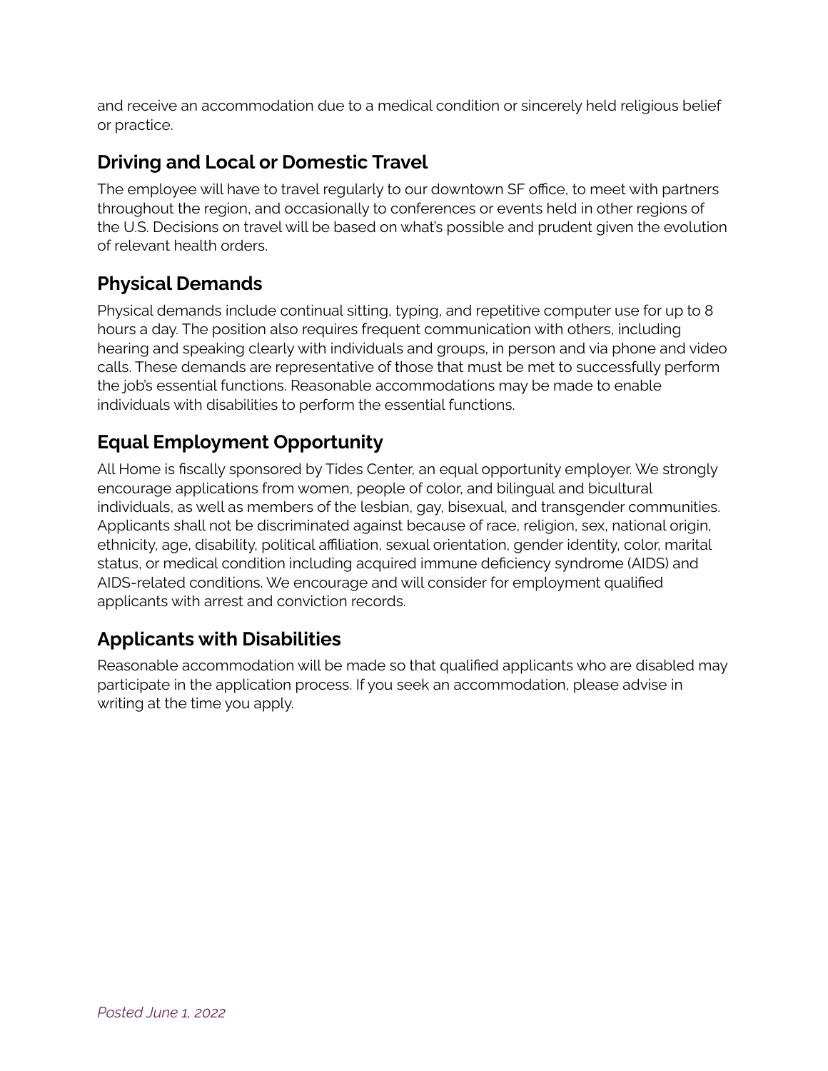and receive an accommodation due to a medical condition or sincerely held religious belief or practice.

## Driving and Local or Domestic Travel

The employee will have to travel regularly to our downtown SF office, to meet with partners throughout the region, and occasionally to conferences or events held in other regions of the U.S. Decisions on travel will be based on what's possible and prudent given the evolution of relevant health orders.

## Physical Demands

Physical demands include continual sitting, typing, and repetitive computer use for up to 8 hours a day. The position also requires frequent communication with others, including hearing and speaking clearly with individuals and groups, in person and via phone and video calls. These demands are representative of those that must be met to successfully perform the job's essential functions. Reasonable accommodations may be made to enable individuals with disabilities to perform the essential functions.

## Equal Employment Opportunity

All Home is fiscally sponsored by Tides Center, an equal opportunity employer. We strongly encourage applications from women, people of color, and bilingual and bicultural individuals, as well as members of the lesbian, gay, bisexual, and transgender communities. Applicants shall not be discriminated against because of race, religion, sex, national origin, ethnicity, age, disability, political affiliation, sexual orientation, gender identity, color, marital status, or medical condition including acquired immune deficiency syndrome (AIDS) and AIDS-related conditions. We encourage and will consider for employment qualified applicants with arrest and conviction records.

## Applicants with Disabilities

Reasonable accommodation will be made so that qualified applicants who are disabled may participate in the application process. If you seek an accommodation, please advise in writing at the time you apply.

*Posted June 1, 2022*